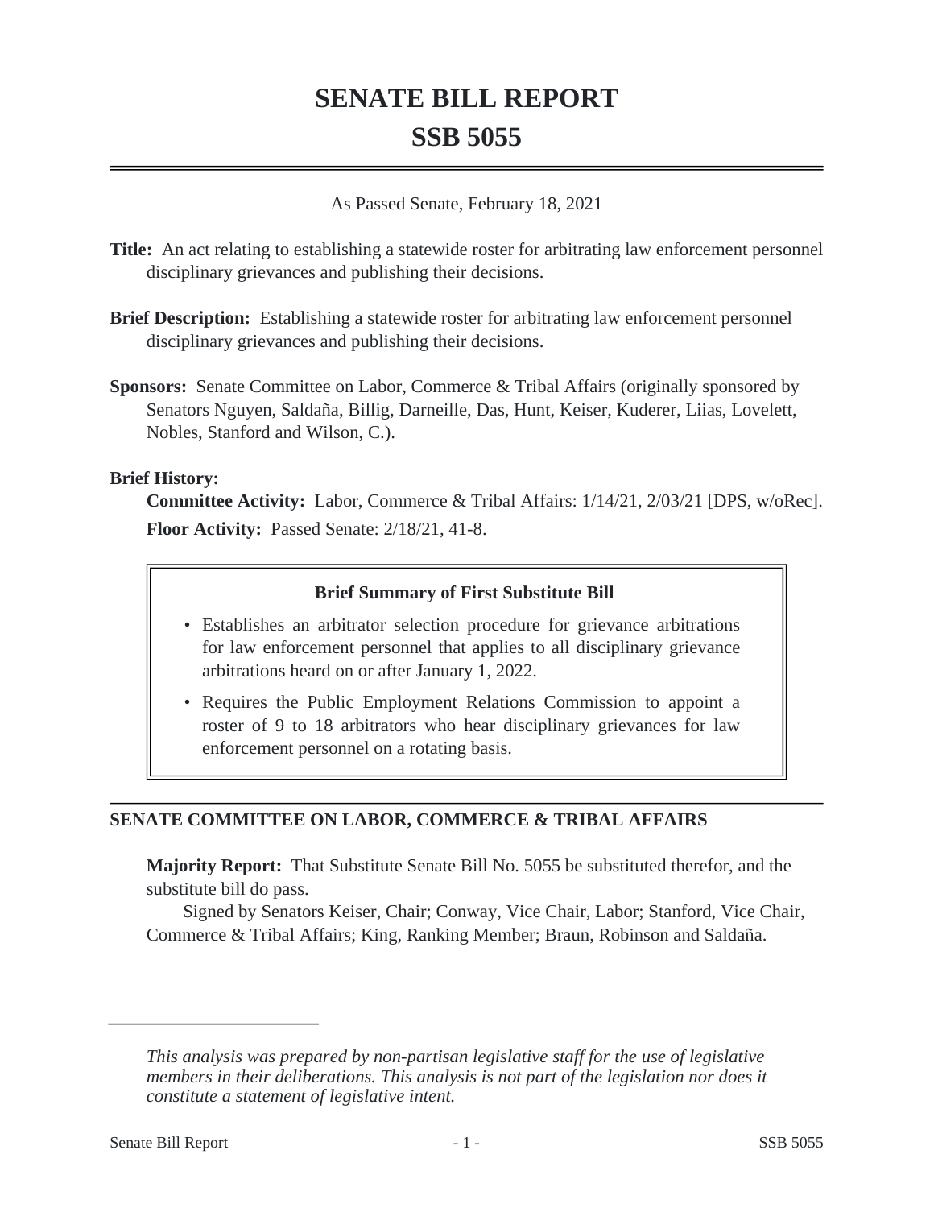# SENATE BILL REPORT

# SSB 5055

As Passed Senate, February 18, 2021

**Title:** An act relating to establishing a statewide roster for arbitrating law enforcement personnel disciplinary grievances and publishing their decisions.

**Brief Description:** Establishing a statewide roster for arbitrating law enforcement personnel disciplinary grievances and publishing their decisions.

**Sponsors:** Senate Committee on Labor, Commerce & Tribal Affairs (originally sponsored by Senators Nguyen, Saldaña, Billig, Darneille, Das, Hunt, Keiser, Kuderer, Liias, Lovelett, Nobles, Stanford and Wilson, C.).

**Brief History:**

**Committee Activity:** Labor, Commerce & Tribal Affairs: 1/14/21, 2/03/21 [DPS, w/oRec].

**Floor Activity:** Passed Senate: 2/18/21, 41-8.

**Brief Summary of First Substitute Bill**

- Establishes an arbitrator selection procedure for grievance arbitrations for law enforcement personnel that applies to all disciplinary grievance arbitrations heard on or after January 1, 2022.
- Requires the Public Employment Relations Commission to appoint a roster of 9 to 18 arbitrators who hear disciplinary grievances for law enforcement personnel on a rotating basis.

## SENATE COMMITTEE ON LABOR, COMMERCE & TRIBAL AFFAIRS

**Majority Report:** That Substitute Senate Bill No. 5055 be substituted therefor, and the substitute bill do pass.

Signed by Senators Keiser, Chair; Conway, Vice Chair, Labor; Stanford, Vice Chair, Commerce & Tribal Affairs; King, Ranking Member; Braun, Robinson and Saldaña.

*This analysis was prepared by non-partisan legislative staff for the use of legislative members in their deliberations. This analysis is not part of the legislation nor does it constitute a statement of legislative intent.*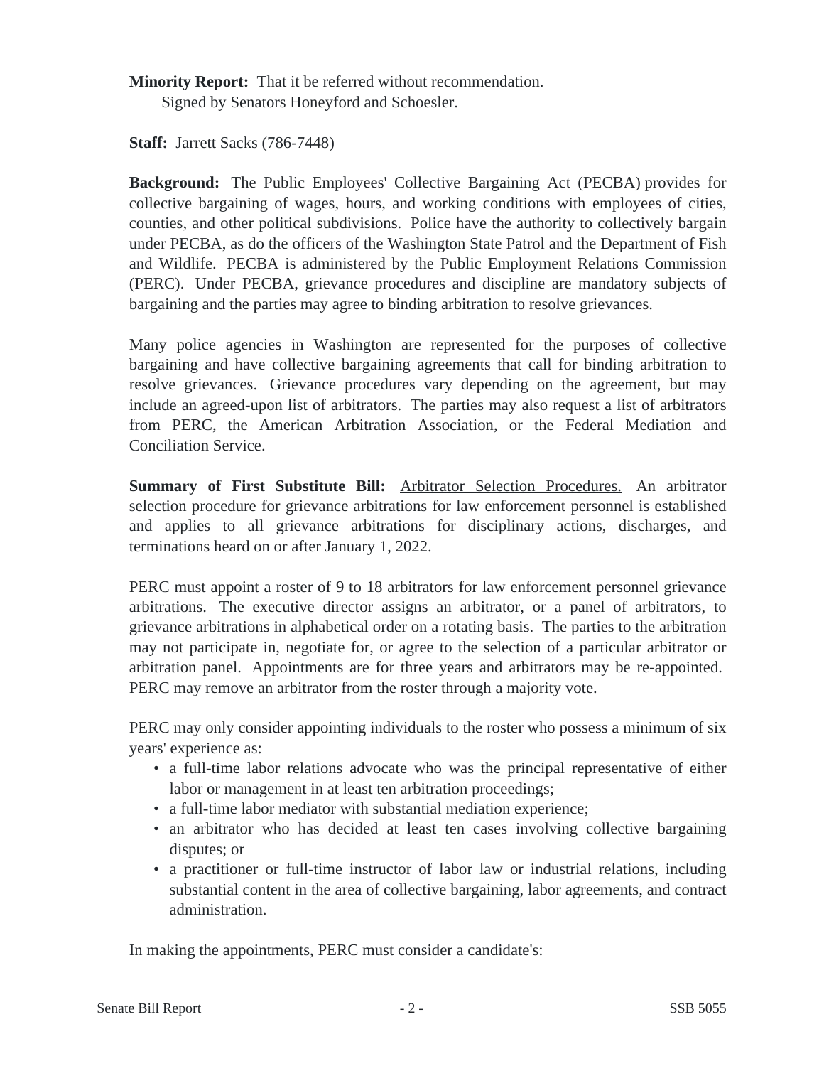**Minority Report:** That it be referred without recommendation.
Signed by Senators Honeyford and Schoesler.

**Staff:** Jarrett Sacks (786-7448)

**Background:** The Public Employees' Collective Bargaining Act (PECBA) provides for collective bargaining of wages, hours, and working conditions with employees of cities, counties, and other political subdivisions. Police have the authority to collectively bargain under PECBA, as do the officers of the Washington State Patrol and the Department of Fish and Wildlife. PECBA is administered by the Public Employment Relations Commission (PERC). Under PECBA, grievance procedures and discipline are mandatory subjects of bargaining and the parties may agree to binding arbitration to resolve grievances.

Many police agencies in Washington are represented for the purposes of collective bargaining and have collective bargaining agreements that call for binding arbitration to resolve grievances. Grievance procedures vary depending on the agreement, but may include an agreed-upon list of arbitrators. The parties may also request a list of arbitrators from PERC, the American Arbitration Association, or the Federal Mediation and Conciliation Service.

**Summary of First Substitute Bill:** Arbitrator Selection Procedures. An arbitrator selection procedure for grievance arbitrations for law enforcement personnel is established and applies to all grievance arbitrations for disciplinary actions, discharges, and terminations heard on or after January 1, 2022.

PERC must appoint a roster of 9 to 18 arbitrators for law enforcement personnel grievance arbitrations. The executive director assigns an arbitrator, or a panel of arbitrators, to grievance arbitrations in alphabetical order on a rotating basis. The parties to the arbitration may not participate in, negotiate for, or agree to the selection of a particular arbitrator or arbitration panel. Appointments are for three years and arbitrators may be re-appointed. PERC may remove an arbitrator from the roster through a majority vote.

PERC may only consider appointing individuals to the roster who possess a minimum of six years' experience as:

- a full-time labor relations advocate who was the principal representative of either labor or management in at least ten arbitration proceedings;
- a full-time labor mediator with substantial mediation experience;
- an arbitrator who has decided at least ten cases involving collective bargaining disputes; or
- a practitioner or full-time instructor of labor law or industrial relations, including substantial content in the area of collective bargaining, labor agreements, and contract administration.

In making the appointments, PERC must consider a candidate's: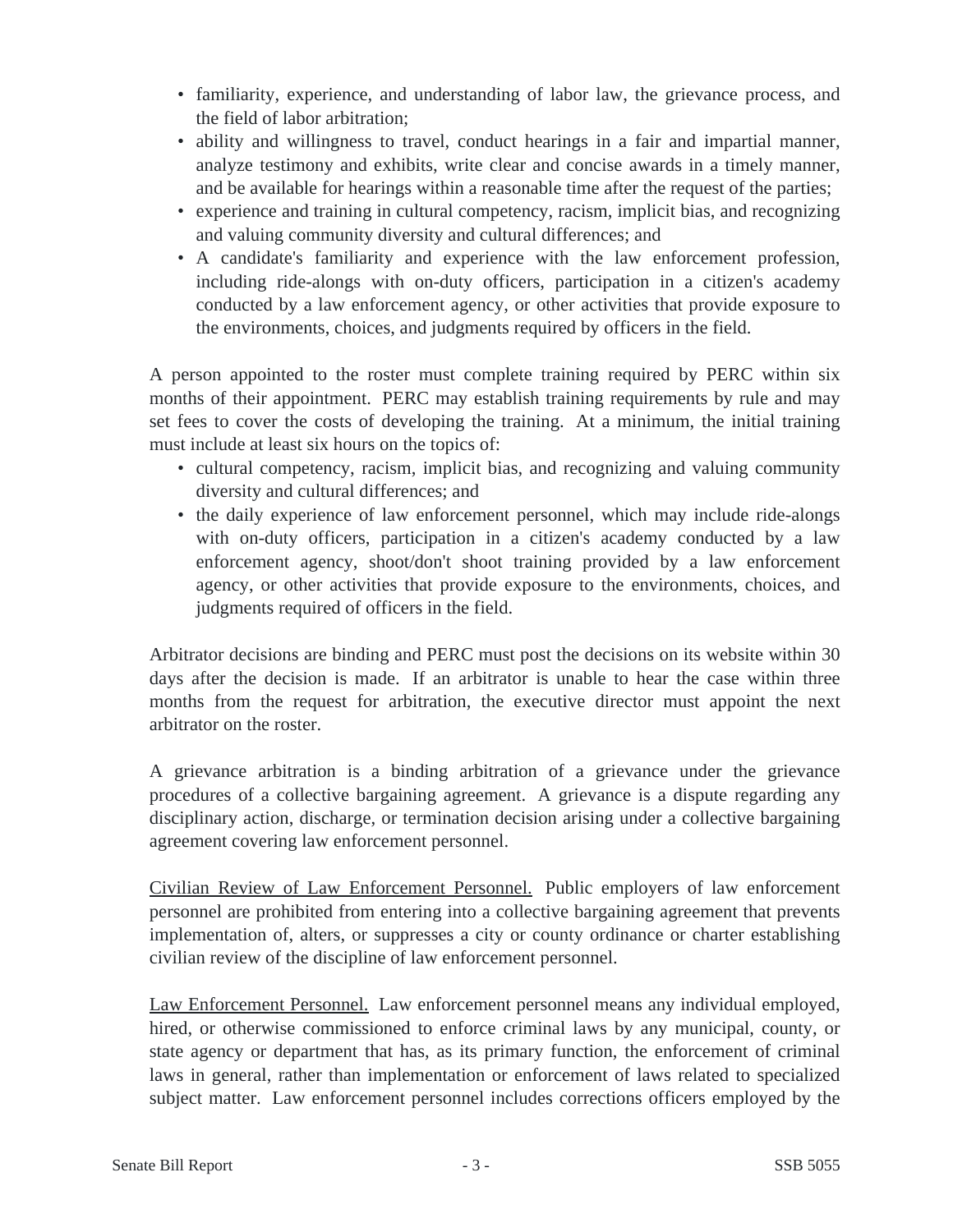- familiarity, experience, and understanding of labor law, the grievance process, and the field of labor arbitration;
- ability and willingness to travel, conduct hearings in a fair and impartial manner, analyze testimony and exhibits, write clear and concise awards in a timely manner, and be available for hearings within a reasonable time after the request of the parties;
- experience and training in cultural competency, racism, implicit bias, and recognizing and valuing community diversity and cultural differences; and
- A candidate's familiarity and experience with the law enforcement profession, including ride-alongs with on-duty officers, participation in a citizen's academy conducted by a law enforcement agency, or other activities that provide exposure to the environments, choices, and judgments required by officers in the field.

A person appointed to the roster must complete training required by PERC within six months of their appointment. PERC may establish training requirements by rule and may set fees to cover the costs of developing the training. At a minimum, the initial training must include at least six hours on the topics of:

- cultural competency, racism, implicit bias, and recognizing and valuing community diversity and cultural differences; and
- the daily experience of law enforcement personnel, which may include ride-alongs with on-duty officers, participation in a citizen's academy conducted by a law enforcement agency, shoot/don't shoot training provided by a law enforcement agency, or other activities that provide exposure to the environments, choices, and judgments required of officers in the field.

Arbitrator decisions are binding and PERC must post the decisions on its website within 30 days after the decision is made. If an arbitrator is unable to hear the case within three months from the request for arbitration, the executive director must appoint the next arbitrator on the roster.

A grievance arbitration is a binding arbitration of a grievance under the grievance procedures of a collective bargaining agreement. A grievance is a dispute regarding any disciplinary action, discharge, or termination decision arising under a collective bargaining agreement covering law enforcement personnel.

Civilian Review of Law Enforcement Personnel. Public employers of law enforcement personnel are prohibited from entering into a collective bargaining agreement that prevents implementation of, alters, or suppresses a city or county ordinance or charter establishing civilian review of the discipline of law enforcement personnel.

Law Enforcement Personnel. Law enforcement personnel means any individual employed, hired, or otherwise commissioned to enforce criminal laws by any municipal, county, or state agency or department that has, as its primary function, the enforcement of criminal laws in general, rather than implementation or enforcement of laws related to specialized subject matter. Law enforcement personnel includes corrections officers employed by the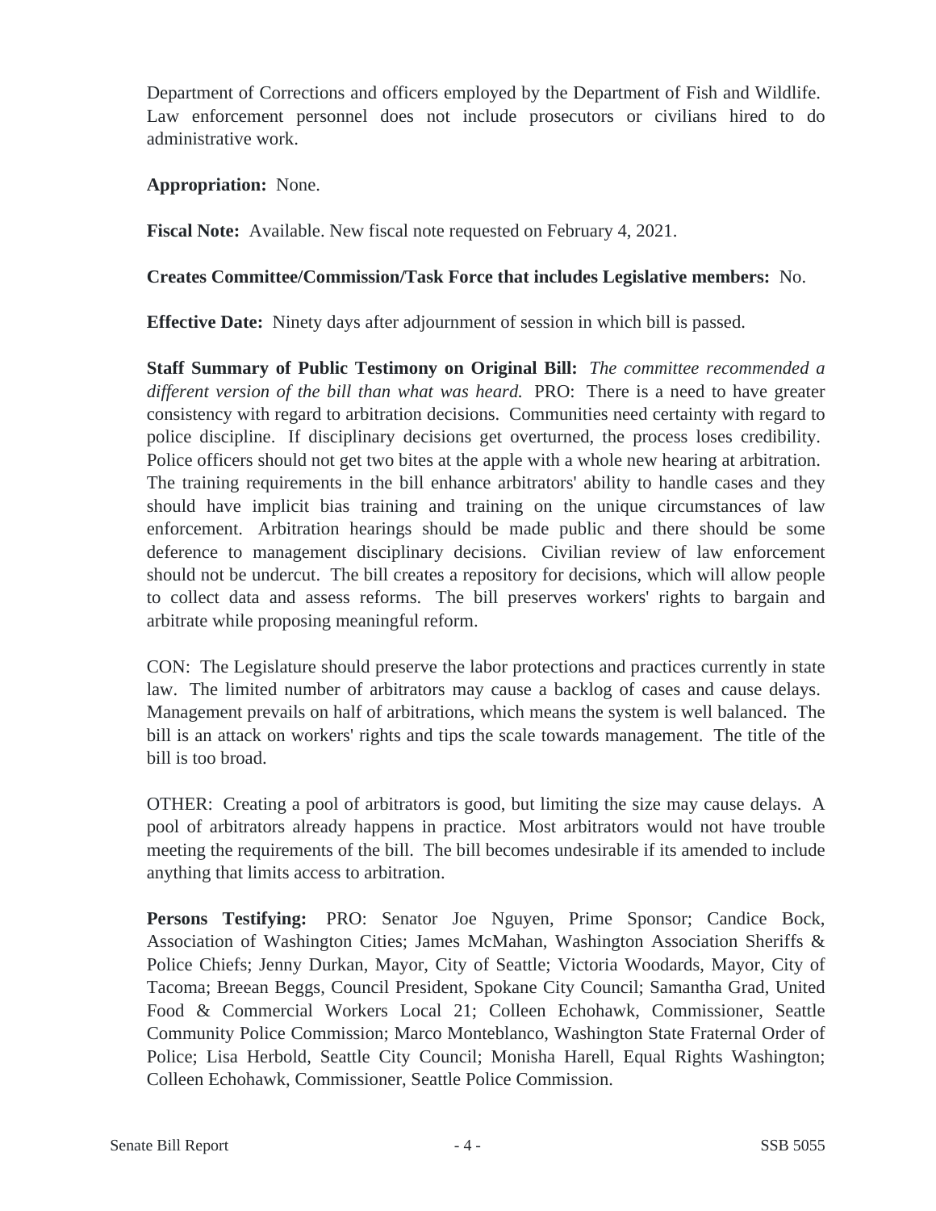Department of Corrections and officers employed by the Department of Fish and Wildlife. Law enforcement personnel does not include prosecutors or civilians hired to do administrative work.

**Appropriation:** None.

**Fiscal Note:** Available. New fiscal note requested on February 4, 2021.

**Creates Committee/Commission/Task Force that includes Legislative members:** No.

**Effective Date:** Ninety days after adjournment of session in which bill is passed.

**Staff Summary of Public Testimony on Original Bill:** *The committee recommended a different version of the bill than what was heard.* PRO: There is a need to have greater consistency with regard to arbitration decisions. Communities need certainty with regard to police discipline. If disciplinary decisions get overturned, the process loses credibility. Police officers should not get two bites at the apple with a whole new hearing at arbitration. The training requirements in the bill enhance arbitrators' ability to handle cases and they should have implicit bias training and training on the unique circumstances of law enforcement. Arbitration hearings should be made public and there should be some deference to management disciplinary decisions. Civilian review of law enforcement should not be undercut. The bill creates a repository for decisions, which will allow people to collect data and assess reforms. The bill preserves workers' rights to bargain and arbitrate while proposing meaningful reform.

CON: The Legislature should preserve the labor protections and practices currently in state law. The limited number of arbitrators may cause a backlog of cases and cause delays. Management prevails on half of arbitrations, which means the system is well balanced. The bill is an attack on workers' rights and tips the scale towards management. The title of the bill is too broad.

OTHER: Creating a pool of arbitrators is good, but limiting the size may cause delays. A pool of arbitrators already happens in practice. Most arbitrators would not have trouble meeting the requirements of the bill. The bill becomes undesirable if its amended to include anything that limits access to arbitration.

**Persons Testifying:** PRO: Senator Joe Nguyen, Prime Sponsor; Candice Bock, Association of Washington Cities; James McMahan, Washington Association Sheriffs & Police Chiefs; Jenny Durkan, Mayor, City of Seattle; Victoria Woodards, Mayor, City of Tacoma; Breean Beggs, Council President, Spokane City Council; Samantha Grad, United Food & Commercial Workers Local 21; Colleen Echohawk, Commissioner, Seattle Community Police Commission; Marco Monteblanco, Washington State Fraternal Order of Police; Lisa Herbold, Seattle City Council; Monisha Harell, Equal Rights Washington; Colleen Echohawk, Commissioner, Seattle Police Commission.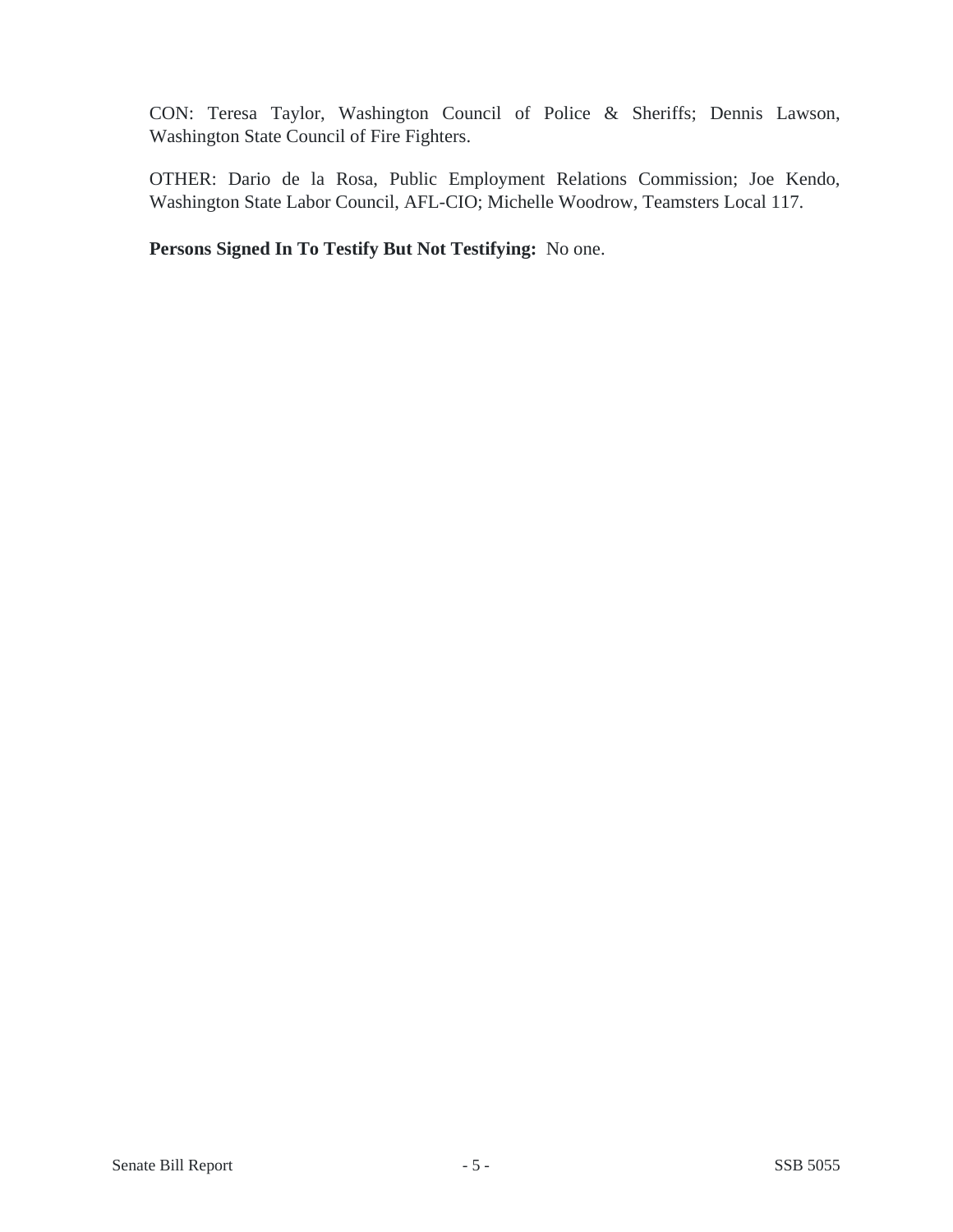CON: Teresa Taylor, Washington Council of Police & Sheriffs; Dennis Lawson, Washington State Council of Fire Fighters.

OTHER: Dario de la Rosa, Public Employment Relations Commission; Joe Kendo, Washington State Labor Council, AFL-CIO; Michelle Woodrow, Teamsters Local 117.

**Persons Signed In To Testify But Not Testifying:** No one.